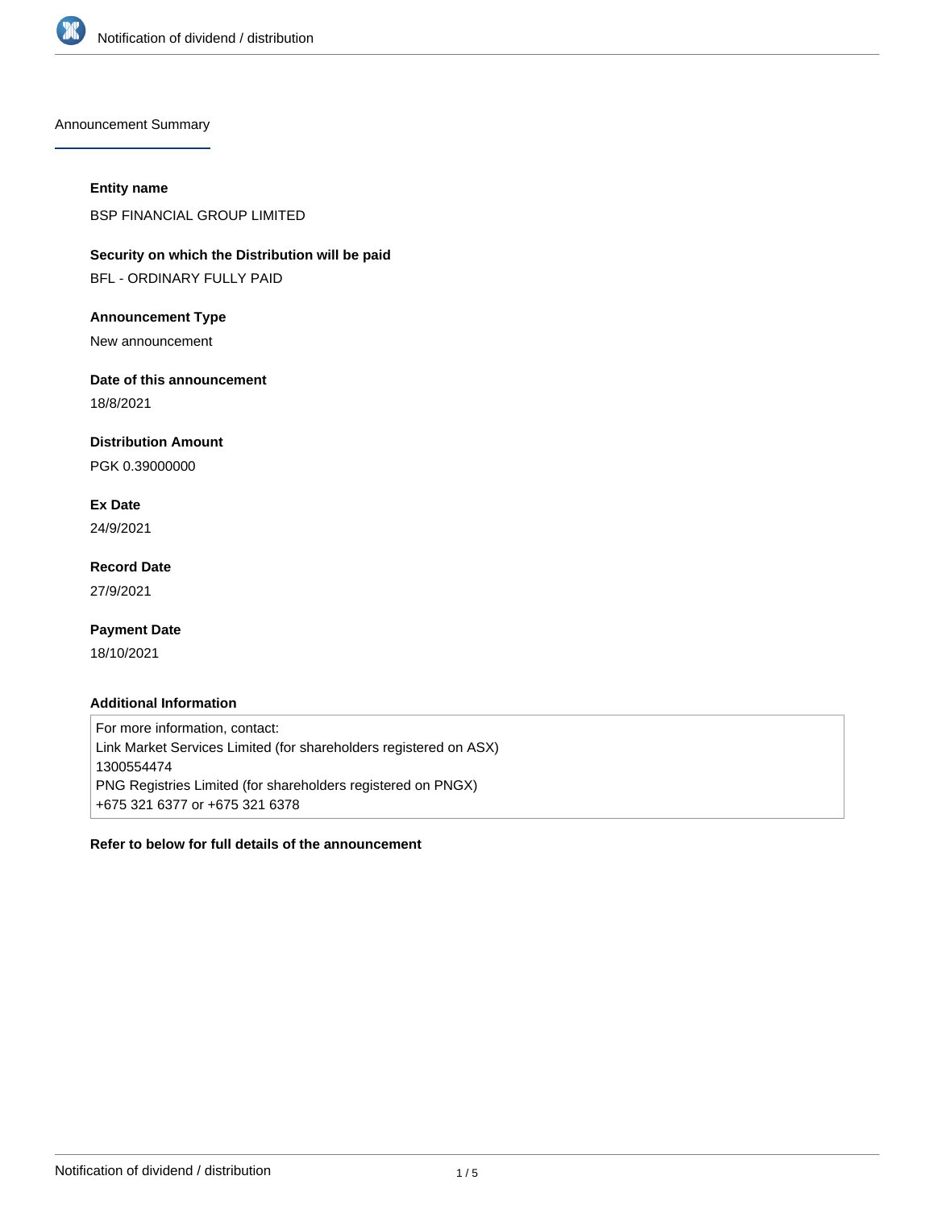# Notification of dividend / distribution

## Announcement Summary

**Entity name**

BSP FINANCIAL GROUP LIMITED

**Security on which the Distribution will be paid**

BFL - ORDINARY FULLY PAID

**Announcement Type**

New announcement

**Date of this announcement**

18/8/2021

**Distribution Amount**

PGK 0.39000000

**Ex Date**

24/9/2021

**Record Date**

27/9/2021

**Payment Date**

18/10/2021

**Additional Information**

For more information, contact:
Link Market Services Limited (for shareholders registered on ASX)
1300554474
PNG Registries Limited (for shareholders registered on PNGX)
+675 321 6377 or +675 321 6378

**Refer to below for full details of the announcement**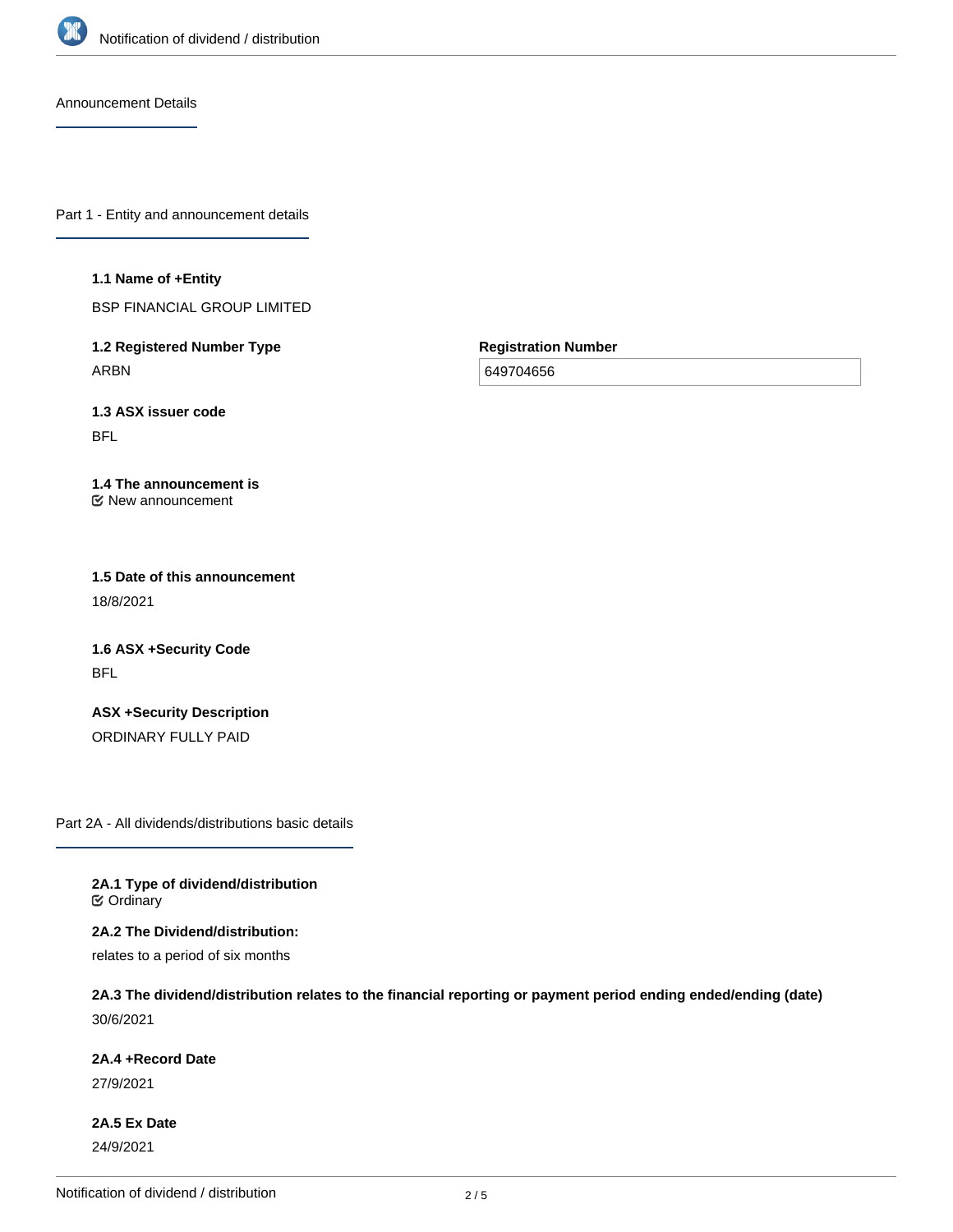Announcement Details

## Part 1 - Entity and announcement details

**1.1 Name of +Entity**

BSP FINANCIAL GROUP LIMITED

**1.2 Registered Number Type**

ARBN

**Registration Number**

649704656

**1.3 ASX issuer code**

BFL

**1.4 The announcement is**

☑ New announcement

**1.5 Date of this announcement**

18/8/2021

**1.6 ASX +Security Code**

BFL

**ASX +Security Description**

ORDINARY FULLY PAID

## Part 2A - All dividends/distributions basic details

**2A.1 Type of dividend/distribution**

☑ Ordinary

**2A.2 The Dividend/distribution:**

relates to a period of six months

**2A.3 The dividend/distribution relates to the financial reporting or payment period ending ended/ending (date)**

30/6/2021

**2A.4 +Record Date**

27/9/2021

**2A.5 Ex Date**

24/9/2021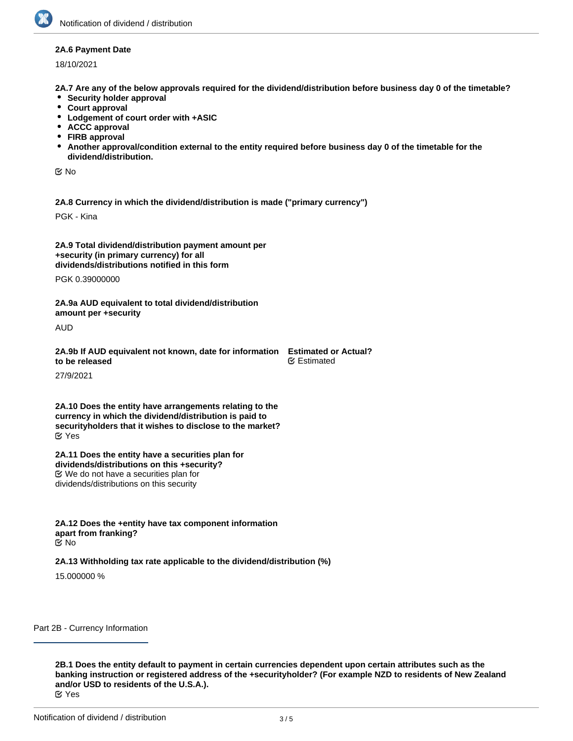**2A.6 Payment Date**

18/10/2021

**2A.7 Are any of the below approvals required for the dividend/distribution before business day 0 of the timetable?**

- **Security holder approval**
- **Court approval**
- **Lodgement of court order with +ASIC**
- **ACCC approval**
- **FIRB approval**
- **Another approval/condition external to the entity required before business day 0 of the timetable for the dividend/distribution.**

☑ No

**2A.8 Currency in which the dividend/distribution is made ("primary currency")**

PGK - Kina

**2A.9 Total dividend/distribution payment amount per +security (in primary currency) for all dividends/distributions notified in this form**

PGK 0.39000000

**2A.9a AUD equivalent to total dividend/distribution amount per +security**

AUD

**2A.9b If AUD equivalent not known, date for information to be released**

27/9/2021

**Estimated or Actual?**

☑ Estimated

**2A.10 Does the entity have arrangements relating to the currency in which the dividend/distribution is paid to securityholders that it wishes to disclose to the market?**

☑ Yes

**2A.11 Does the entity have a securities plan for dividends/distributions on this +security?**

☑ We do not have a securities plan for dividends/distributions on this security

**2A.12 Does the +entity have tax component information apart from franking?**

☑ No

**2A.13 Withholding tax rate applicable to the dividend/distribution (%)**

15.000000 %

## Part 2B - Currency Information

**2B.1 Does the entity default to payment in certain currencies dependent upon certain attributes such as the banking instruction or registered address of the +securityholder? (For example NZD to residents of New Zealand and/or USD to residents of the U.S.A.).**

☑ Yes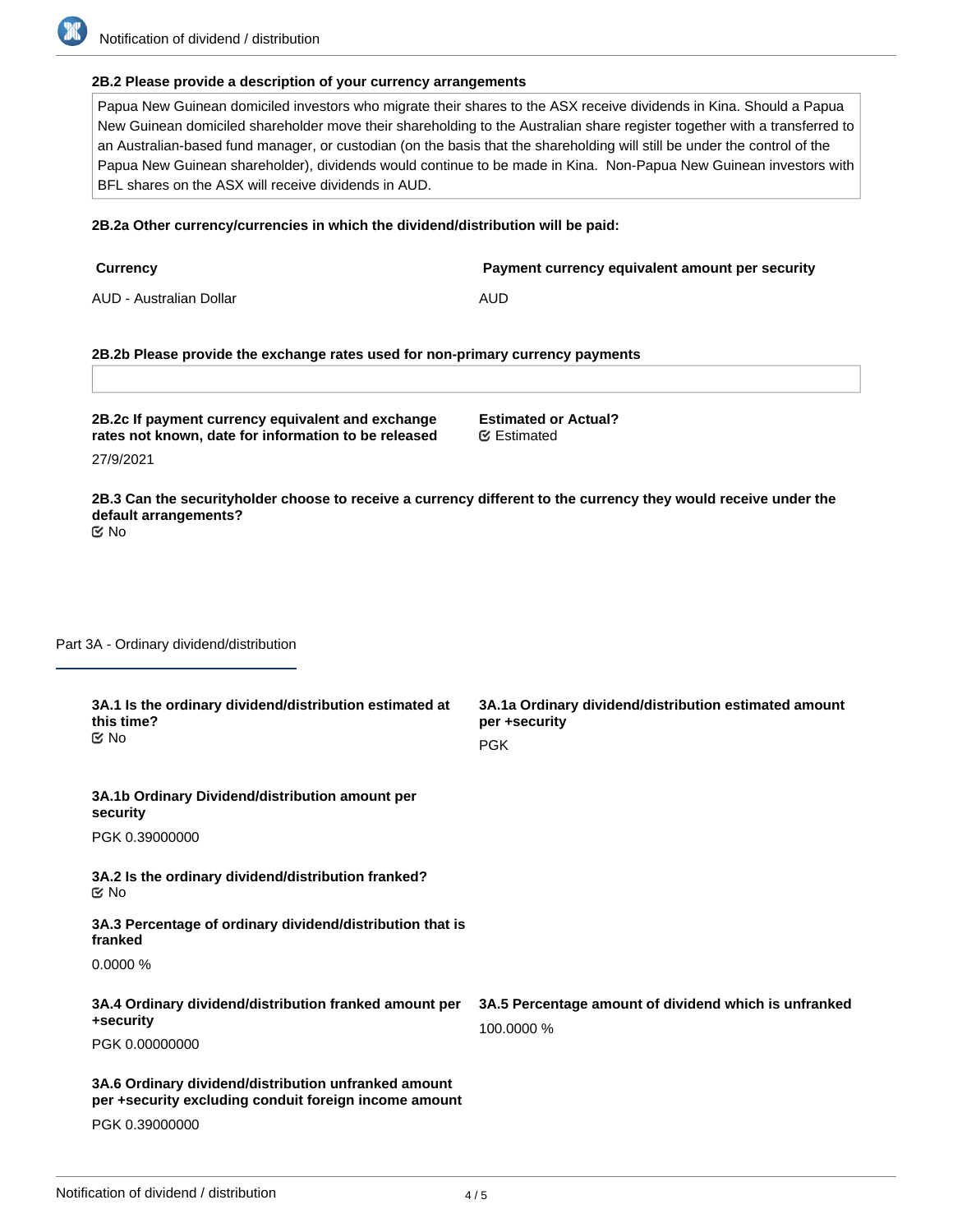**2B.2 Please provide a description of your currency arrangements**

Papua New Guinean domiciled investors who migrate their shares to the ASX receive dividends in Kina. Should a Papua New Guinean domiciled shareholder move their shareholding to the Australian share register together with a transferred to an Australian-based fund manager, or custodian (on the basis that the shareholding will still be under the control of the Papua New Guinean shareholder), dividends would continue to be made in Kina. Non-Papua New Guinean investors with BFL shares on the ASX will receive dividends in AUD.

**2B.2a Other currency/currencies in which the dividend/distribution will be paid:**

| Currency | Payment currency equivalent amount per security |
|---|---|
| AUD - Australian Dollar | AUD |

**2B.2b Please provide the exchange rates used for non-primary currency payments**

**2B.2c If payment currency equivalent and exchange rates not known, date for information to be released**

27/9/2021

**Estimated or Actual?**

Estimated

**2B.3 Can the securityholder choose to receive a currency different to the currency they would receive under the default arrangements?**

No

## Part 3A - Ordinary dividend/distribution

**3A.1 Is the ordinary dividend/distribution estimated at this time?**

No

**3A.1a Ordinary dividend/distribution estimated amount per +security**

PGK

**3A.1b Ordinary Dividend/distribution amount per security**

PGK 0.39000000

**3A.2 Is the ordinary dividend/distribution franked?**

No

**3A.3 Percentage of ordinary dividend/distribution that is franked**

0.0000 %

**3A.4 Ordinary dividend/distribution franked amount per +security**

PGK 0.00000000

**3A.5 Percentage amount of dividend which is unfranked**

100.0000 %

**3A.6 Ordinary dividend/distribution unfranked amount per +security excluding conduit foreign income amount**

PGK 0.39000000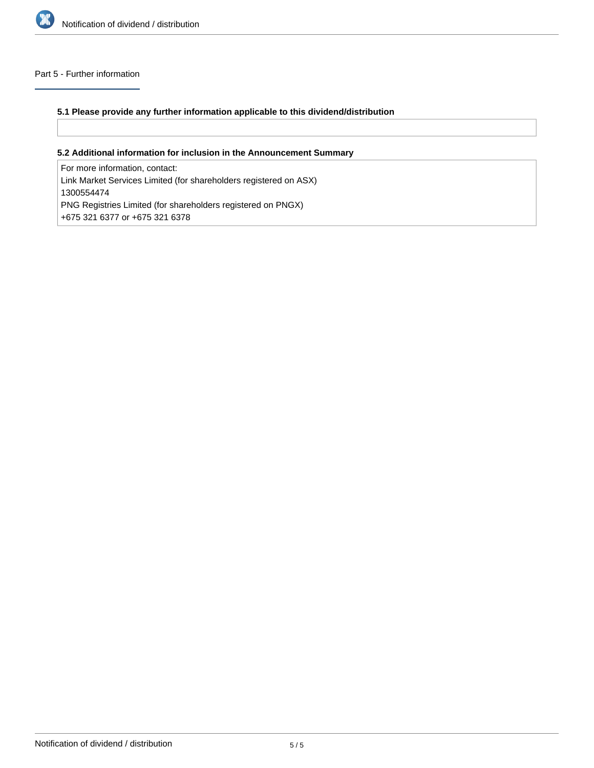## Part 5 - Further information

**5.1 Please provide any further information applicable to this dividend/distribution**

**5.2 Additional information for inclusion in the Announcement Summary**

For more information, contact:
Link Market Services Limited (for shareholders registered on ASX)
1300554474
PNG Registries Limited (for shareholders registered on PNGX)
+675 321 6377 or +675 321 6378